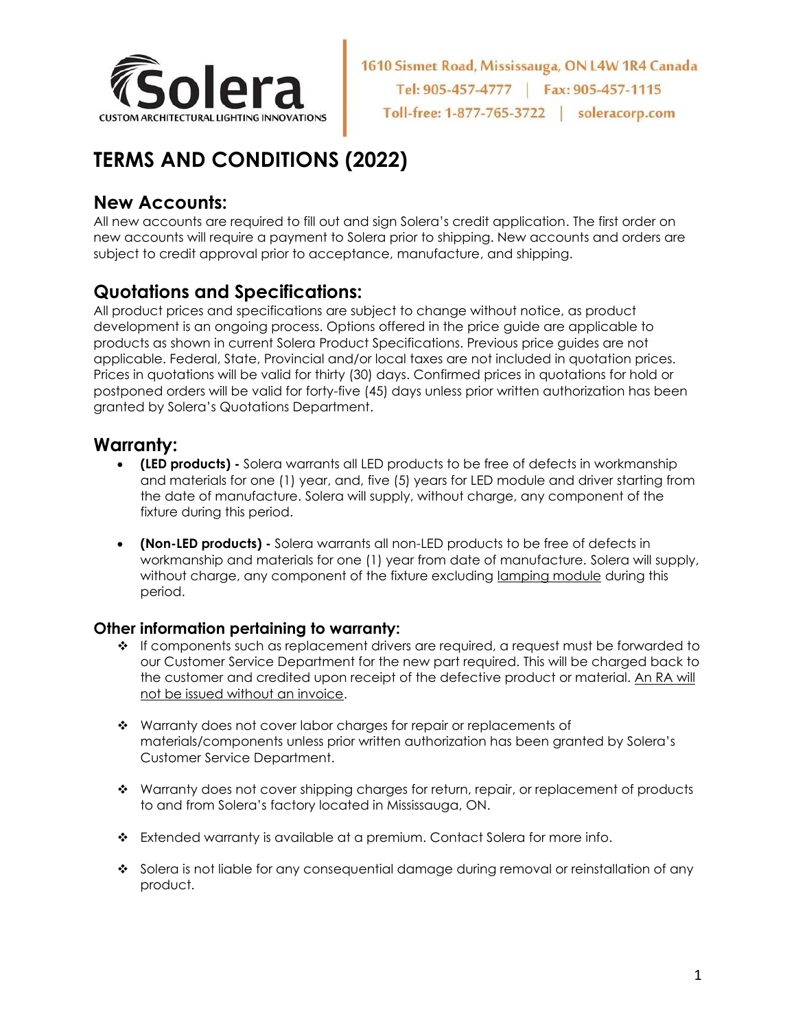Solera

CUSTOM ARCHITECTURAL LIGHTING INNOVATIONS

1610 Sismet Road, Mississauga, ON L4W 1R4 Canada
Tel: 905-457-4777 | Fax: 905-457-1115
Toll-free: 1-877-765-3722 | soleracorp.com

# TERMS AND CONDITIONS (2022)

## New Accounts:

All new accounts are required to fill out and sign Solera's credit application. The first order on new accounts will require a payment to Solera prior to shipping. New accounts and orders are subject to credit approval prior to acceptance, manufacture, and shipping.

## Quotations and Specifications:

All product prices and specifications are subject to change without notice, as product development is an ongoing process. Options offered in the price guide are applicable to products as shown in current Solera Product Specifications. Previous price guides are not applicable. Federal, State, Provincial and/or local taxes are not included in quotation prices. Prices in quotations will be valid for thirty (30) days. Confirmed prices in quotations for hold or postponed orders will be valid for forty-five (45) days unless prior written authorization has been granted by Solera's Quotations Department.

## Warranty:

- **(LED products) -** Solera warrants all LED products to be free of defects in workmanship and materials for one (1) year, and, five (5) years for LED module and driver starting from the date of manufacture. Solera will supply, without charge, any component of the fixture during this period.

- **(Non-LED products) -** Solera warrants all non-LED products to be free of defects in workmanship and materials for one (1) year from date of manufacture. Solera will supply, without charge, any component of the fixture excluding <u>lamping module</u> during this period.

### Other information pertaining to warranty:

- If components such as replacement drivers are required, a request must be forwarded to our Customer Service Department for the new part required. This will be charged back to the customer and credited upon receipt of the defective product or material. <u>An RA will not be issued without an invoice</u>.

- Warranty does not cover labor charges for repair or replacements of materials/components unless prior written authorization has been granted by Solera's Customer Service Department.

- Warranty does not cover shipping charges for return, repair, or replacement of products to and from Solera's factory located in Mississauga, ON.

- Extended warranty is available at a premium. Contact Solera for more info.

- Solera is not liable for any consequential damage during removal or reinstallation of any product.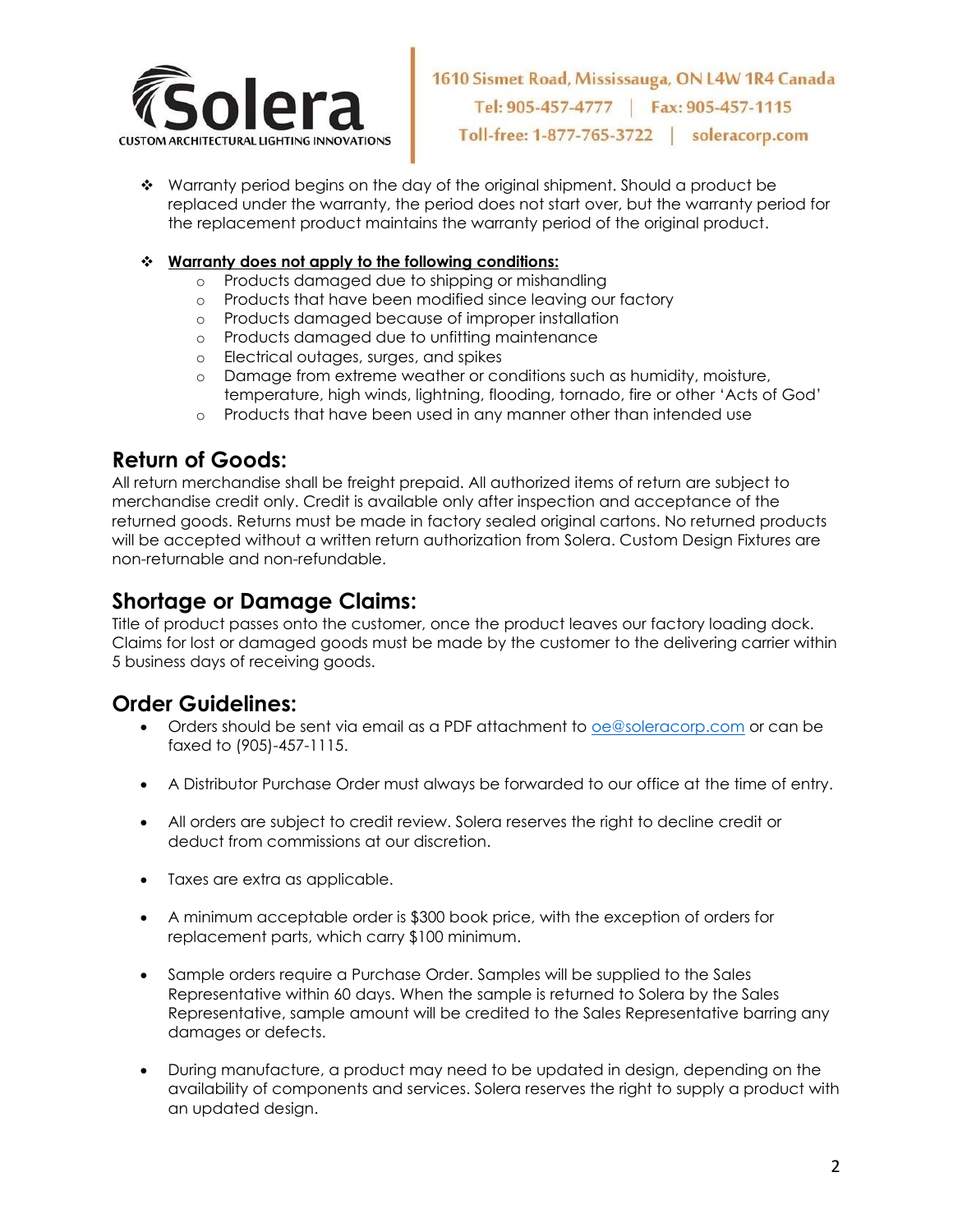- Warranty period begins on the day of the original shipment. Should a product be replaced under the warranty, the period does not start over, but the warranty period for the replacement product maintains the warranty period of the original product.

- **Warranty does not apply to the following conditions:**
  - Products damaged due to shipping or mishandling
  - Products that have been modified since leaving our factory
  - Products damaged because of improper installation
  - Products damaged due to unfitting maintenance
  - Electrical outages, surges, and spikes
  - Damage from extreme weather or conditions such as humidity, moisture, temperature, high winds, lightning, flooding, tornado, fire or other 'Acts of God'
  - Products that have been used in any manner other than intended use

## Return of Goods:

All return merchandise shall be freight prepaid. All authorized items of return are subject to merchandise credit only. Credit is available only after inspection and acceptance of the returned goods. Returns must be made in factory sealed original cartons. No returned products will be accepted without a written return authorization from Solera. Custom Design Fixtures are non-returnable and non-refundable.

## Shortage or Damage Claims:

Title of product passes onto the customer, once the product leaves our factory loading dock. Claims for lost or damaged goods must be made by the customer to the delivering carrier within 5 business days of receiving goods.

## Order Guidelines:

- Orders should be sent via email as a PDF attachment to oe@soleracorp.com or can be faxed to (905)-457-1115.

- A Distributor Purchase Order must always be forwarded to our office at the time of entry.

- All orders are subject to credit review. Solera reserves the right to decline credit or deduct from commissions at our discretion.

- Taxes are extra as applicable.

- A minimum acceptable order is $300 book price, with the exception of orders for replacement parts, which carry $100 minimum.

- Sample orders require a Purchase Order. Samples will be supplied to the Sales Representative within 60 days. When the sample is returned to Solera by the Sales Representative, sample amount will be credited to the Sales Representative barring any damages or defects.

- During manufacture, a product may need to be updated in design, depending on the availability of components and services. Solera reserves the right to supply a product with an updated design.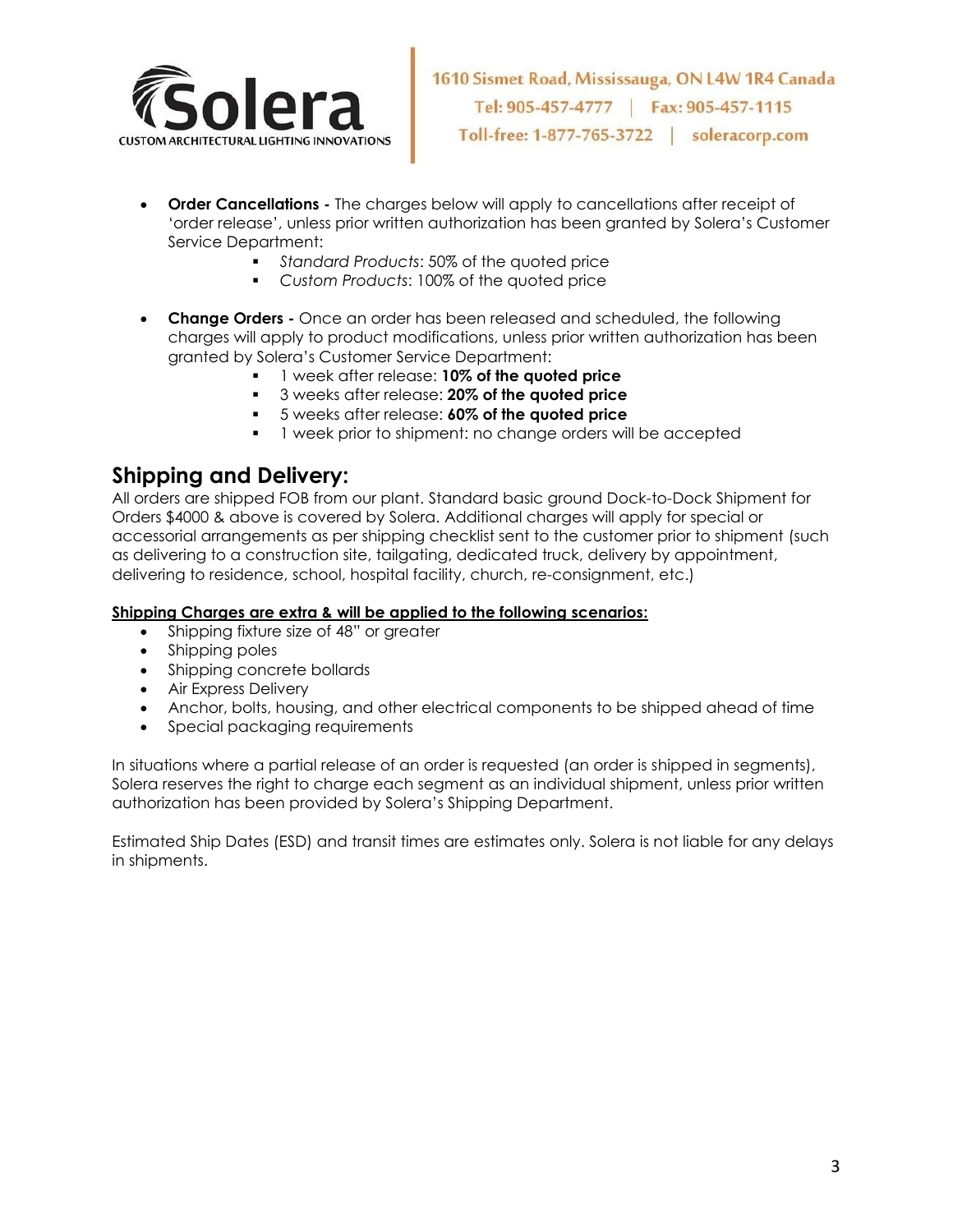- **Order Cancellations -** The charges below will apply to cancellations after receipt of 'order release', unless prior written authorization has been granted by Solera's Customer Service Department:
  - *Standard Products*: 50% of the quoted price
  - *Custom Products*: 100% of the quoted price

- **Change Orders -** Once an order has been released and scheduled, the following charges will apply to product modifications, unless prior written authorization has been granted by Solera's Customer Service Department:
  - 1 week after release: **10% of the quoted price**
  - 3 weeks after release: **20% of the quoted price**
  - 5 weeks after release: **60% of the quoted price**
  - 1 week prior to shipment: no change orders will be accepted

## Shipping and Delivery:

All orders are shipped FOB from our plant. Standard basic ground Dock-to-Dock Shipment for Orders $4000 & above is covered by Solera. Additional charges will apply for special or accessorial arrangements as per shipping checklist sent to the customer prior to shipment (such as delivering to a construction site, tailgating, dedicated truck, delivery by appointment, delivering to residence, school, hospital facility, church, re-consignment, etc.)

**Shipping Charges are extra & will be applied to the following scenarios:**

- Shipping fixture size of 48" or greater
- Shipping poles
- Shipping concrete bollards
- Air Express Delivery
- Anchor, bolts, housing, and other electrical components to be shipped ahead of time
- Special packaging requirements

In situations where a partial release of an order is requested (an order is shipped in segments), Solera reserves the right to charge each segment as an individual shipment, unless prior written authorization has been provided by Solera's Shipping Department.

Estimated Ship Dates (ESD) and transit times are estimates only. Solera is not liable for any delays in shipments.